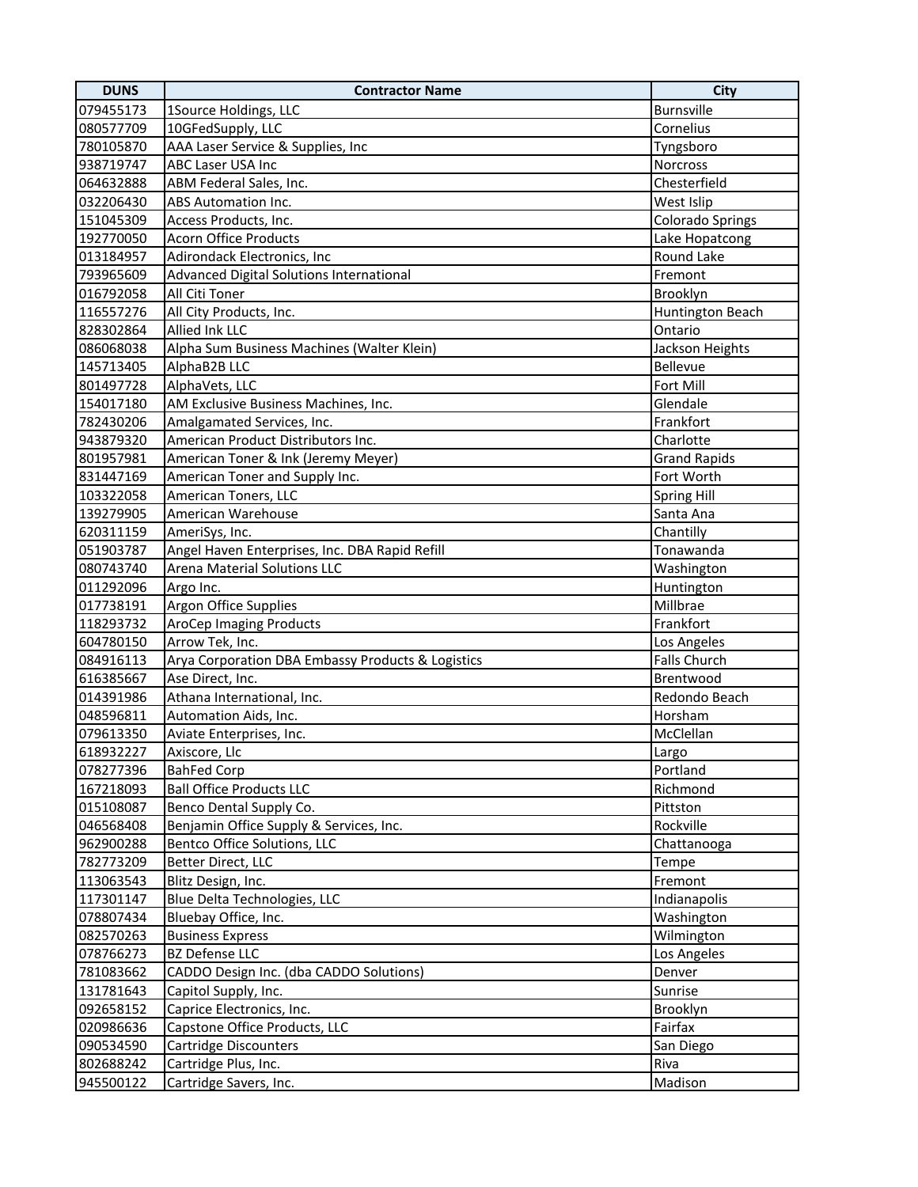| DUNS | Contractor Name | City |
| --- | --- | --- |
| 079455173 | 1Source Holdings, LLC | Burnsville |
| 080577709 | 10GFedSupply, LLC | Cornelius |
| 780105870 | AAA Laser Service & Supplies, Inc | Tyngsboro |
| 938719747 | ABC Laser USA Inc | Norcross |
| 064632888 | ABM Federal Sales, Inc. | Chesterfield |
| 032206430 | ABS Automation Inc. | West Islip |
| 151045309 | Access Products, Inc. | Colorado Springs |
| 192770050 | Acorn Office Products | Lake Hopatcong |
| 013184957 | Adirondack Electronics, Inc | Round Lake |
| 793965609 | Advanced Digital Solutions International | Fremont |
| 016792058 | All Citi Toner | Brooklyn |
| 116557276 | All City Products, Inc. | Huntington Beach |
| 828302864 | Allied Ink LLC | Ontario |
| 086068038 | Alpha Sum Business Machines (Walter Klein) | Jackson Heights |
| 145713405 | AlphaB2B LLC | Bellevue |
| 801497728 | AlphaVets, LLC | Fort Mill |
| 154017180 | AM Exclusive Business Machines, Inc. | Glendale |
| 782430206 | Amalgamated Services, Inc. | Frankfort |
| 943879320 | American Product Distributors Inc. | Charlotte |
| 801957981 | American Toner & Ink (Jeremy Meyer) | Grand Rapids |
| 831447169 | American Toner and Supply Inc. | Fort Worth |
| 103322058 | American Toners, LLC | Spring Hill |
| 139279905 | American Warehouse | Santa Ana |
| 620311159 | AmeriSys, Inc. | Chantilly |
| 051903787 | Angel Haven Enterprises, Inc. DBA Rapid Refill | Tonawanda |
| 080743740 | Arena Material Solutions LLC | Washington |
| 011292096 | Argo Inc. | Huntington |
| 017738191 | Argon Office Supplies | Millbrae |
| 118293732 | AroCep Imaging Products | Frankfort |
| 604780150 | Arrow Tek, Inc. | Los Angeles |
| 084916113 | Arya Corporation DBA Embassy Products & Logistics | Falls Church |
| 616385667 | Ase Direct, Inc. | Brentwood |
| 014391986 | Athana International, Inc. | Redondo Beach |
| 048596811 | Automation Aids, Inc. | Horsham |
| 079613350 | Aviate Enterprises, Inc. | McClellan |
| 618932227 | Axiscore, Llc | Largo |
| 078277396 | BahFed Corp | Portland |
| 167218093 | Ball Office Products LLC | Richmond |
| 015108087 | Benco Dental Supply Co. | Pittston |
| 046568408 | Benjamin Office Supply & Services, Inc. | Rockville |
| 962900288 | Bentco Office Solutions, LLC | Chattanooga |
| 782773209 | Better Direct, LLC | Tempe |
| 113063543 | Blitz Design, Inc. | Fremont |
| 117301147 | Blue Delta Technologies, LLC | Indianapolis |
| 078807434 | Bluebay Office, Inc. | Washington |
| 082570263 | Business Express | Wilmington |
| 078766273 | BZ Defense LLC | Los Angeles |
| 781083662 | CADDO Design Inc. (dba CADDO Solutions) | Denver |
| 131781643 | Capitol Supply, Inc. | Sunrise |
| 092658152 | Caprice Electronics, Inc. | Brooklyn |
| 020986636 | Capstone Office Products, LLC | Fairfax |
| 090534590 | Cartridge Discounters | San Diego |
| 802688242 | Cartridge Plus, Inc. | Riva |
| 945500122 | Cartridge Savers, Inc. | Madison |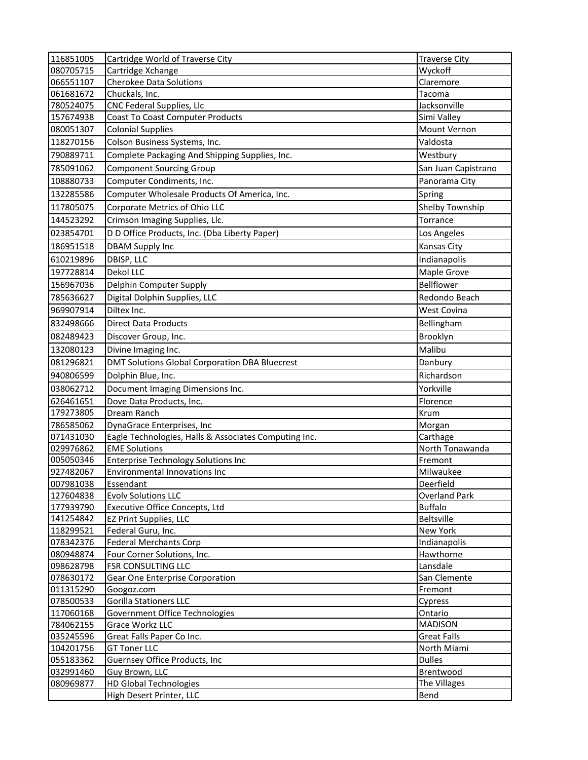| | | |
|---|---|---|
| 116851005 | Cartridge World of Traverse City | Traverse City |
| 080705715 | Cartridge Xchange | Wyckoff |
| 066551107 | Cherokee Data Solutions | Claremore |
| 061681672 | Chuckals, Inc. | Tacoma |
| 780524075 | CNC Federal Supplies, Llc | Jacksonville |
| 157674938 | Coast To Coast Computer Products | Simi Valley |
| 080051307 | Colonial Supplies | Mount Vernon |
| 118270156 | Colson Business Systems, Inc. | Valdosta |
| 790889711 | Complete Packaging And Shipping Supplies, Inc. | Westbury |
| 785091062 | Component Sourcing Group | San Juan Capistrano |
| 108880733 | Computer Condiments, Inc. | Panorama City |
| 132285586 | Computer Wholesale Products Of America, Inc. | Spring |
| 117805075 | Corporate Metrics of Ohio LLC | Shelby Township |
| 144523292 | Crimson Imaging Supplies, Llc. | Torrance |
| 023854701 | D D Office Products, Inc. (Dba Liberty Paper) | Los Angeles |
| 186951518 | DBAM Supply Inc | Kansas City |
| 610219896 | DBISP, LLC | Indianapolis |
| 197728814 | Dekol LLC | Maple Grove |
| 156967036 | Delphin Computer Supply | Bellflower |
| 785636627 | Digital Dolphin Supplies, LLC | Redondo Beach |
| 969907914 | Diltex Inc. | West Covina |
| 832498666 | Direct Data Products | Bellingham |
| 082489423 | Discover Group, Inc. | Brooklyn |
| 132080123 | Divine Imaging Inc. | Malibu |
| 081296821 | DMT Solutions Global Corporation DBA Bluecrest | Danbury |
| 940806599 | Dolphin Blue, Inc. | Richardson |
| 038062712 | Document Imaging Dimensions Inc. | Yorkville |
| 626461651 | Dove Data Products, Inc. | Florence |
| 179273805 | Dream Ranch | Krum |
| 786585062 | DynaGrace Enterprises, Inc | Morgan |
| 071431030 | Eagle Technologies, Halls & Associates Computing Inc. | Carthage |
| 029976862 | EME Solutions | North Tonawanda |
| 005050346 | Enterprise Technology Solutions Inc | Fremont |
| 927482067 | Environmental Innovations Inc | Milwaukee |
| 007981038 | Essendant | Deerfield |
| 127604838 | Evolv Solutions LLC | Overland Park |
| 177939790 | Executive Office Concepts, Ltd | Buffalo |
| 141254842 | EZ Print Supplies, LLC | Beltsville |
| 118299521 | Federal Guru, Inc. | New York |
| 078342376 | Federal Merchants Corp | Indianapolis |
| 080948874 | Four Corner Solutions, Inc. | Hawthorne |
| 098628798 | FSR CONSULTING LLC | Lansdale |
| 078630172 | Gear One Enterprise Corporation | San Clemente |
| 011315290 | Googoz.com | Fremont |
| 078500533 | Gorilla Stationers LLC | Cypress |
| 117060168 | Government Office Technologies | Ontario |
| 784062155 | Grace Workz LLC | MADISON |
| 035245596 | Great Falls Paper Co Inc. | Great Falls |
| 104201756 | GT Toner LLC | North Miami |
| 055183362 | Guernsey Office Products, Inc | Dulles |
| 032991460 | Guy Brown, LLC | Brentwood |
| 080969877 | HD Global Technologies | The Villages |
| | High Desert Printer, LLC | Bend |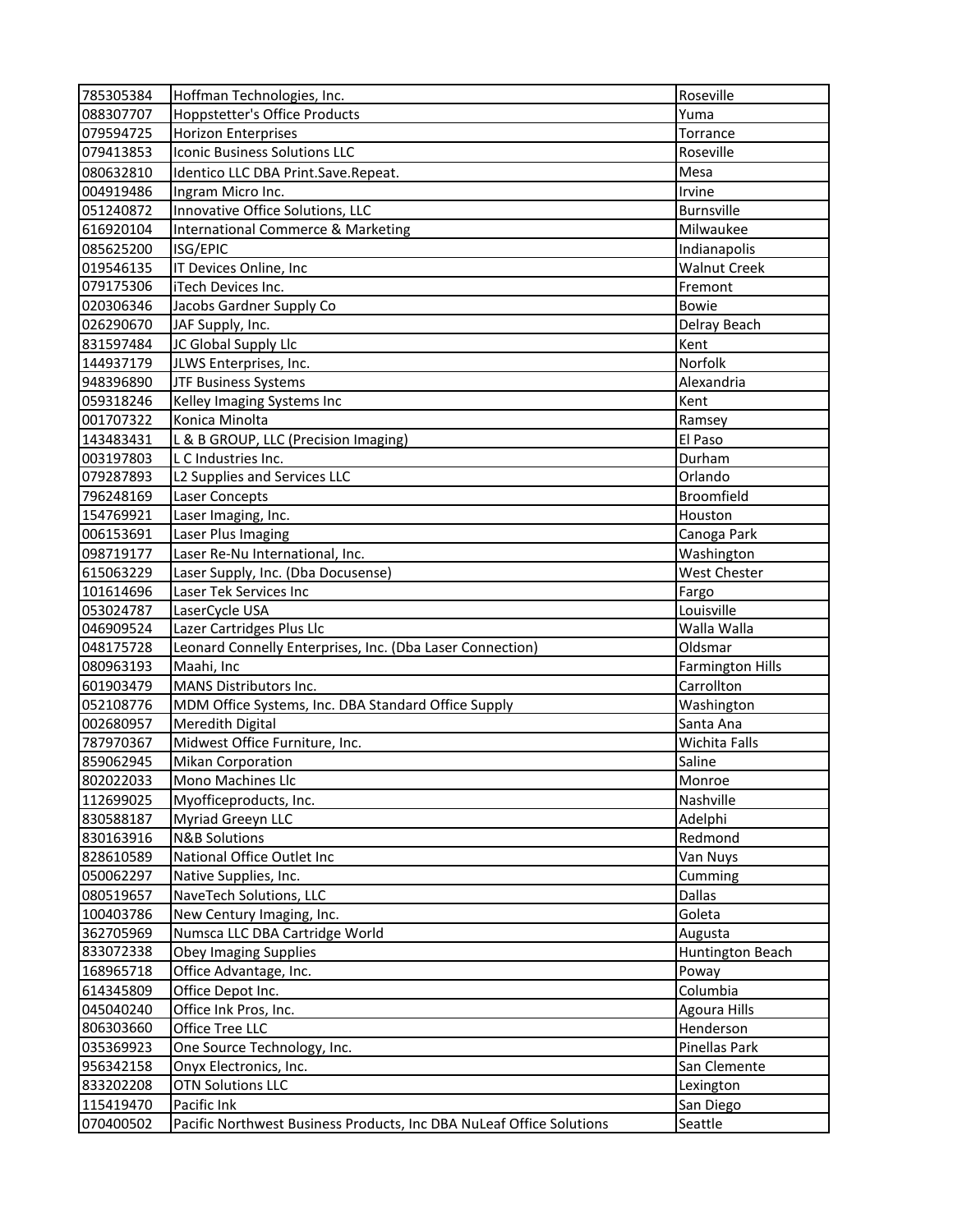| | | |
|---|---|---|
| 785305384 | Hoffman Technologies, Inc. | Roseville |
| 088307707 | Hoppstetter's Office Products | Yuma |
| 079594725 | Horizon Enterprises | Torrance |
| 079413853 | Iconic Business Solutions LLC | Roseville |
| 080632810 | Identico LLC DBA Print.Save.Repeat. | Mesa |
| 004919486 | Ingram Micro Inc. | Irvine |
| 051240872 | Innovative Office Solutions, LLC | Burnsville |
| 616920104 | International Commerce & Marketing | Milwaukee |
| 085625200 | ISG/EPIC | Indianapolis |
| 019546135 | IT Devices Online, Inc | Walnut Creek |
| 079175306 | iTech Devices Inc. | Fremont |
| 020306346 | Jacobs Gardner Supply Co | Bowie |
| 026290670 | JAF Supply, Inc. | Delray Beach |
| 831597484 | JC Global Supply Llc | Kent |
| 144937179 | JLWS Enterprises, Inc. | Norfolk |
| 948396890 | JTF Business Systems | Alexandria |
| 059318246 | Kelley Imaging Systems Inc | Kent |
| 001707322 | Konica Minolta | Ramsey |
| 143483431 | L & B GROUP, LLC (Precision Imaging) | El Paso |
| 003197803 | L C Industries Inc. | Durham |
| 079287893 | L2 Supplies and Services LLC | Orlando |
| 796248169 | Laser Concepts | Broomfield |
| 154769921 | Laser Imaging, Inc. | Houston |
| 006153691 | Laser Plus Imaging | Canoga Park |
| 098719177 | Laser Re-Nu International, Inc. | Washington |
| 615063229 | Laser Supply, Inc. (Dba Docusense) | West Chester |
| 101614696 | Laser Tek Services Inc | Fargo |
| 053024787 | LaserCycle USA | Louisville |
| 046909524 | Lazer Cartridges Plus Llc | Walla Walla |
| 048175728 | Leonard Connelly Enterprises, Inc. (Dba Laser Connection) | Oldsmar |
| 080963193 | Maahi, Inc | Farmington Hills |
| 601903479 | MANS Distributors Inc. | Carrollton |
| 052108776 | MDM Office Systems, Inc. DBA Standard Office Supply | Washington |
| 002680957 | Meredith Digital | Santa Ana |
| 787970367 | Midwest Office Furniture, Inc. | Wichita Falls |
| 859062945 | Mikan Corporation | Saline |
| 802022033 | Mono Machines Llc | Monroe |
| 112699025 | Myofficeproducts, Inc. | Nashville |
| 830588187 | Myriad Greeyn LLC | Adelphi |
| 830163916 | N&B Solutions | Redmond |
| 828610589 | National Office Outlet Inc | Van Nuys |
| 050062297 | Native Supplies, Inc. | Cumming |
| 080519657 | NaveTech Solutions, LLC | Dallas |
| 100403786 | New Century Imaging, Inc. | Goleta |
| 362705969 | Numsca LLC DBA Cartridge World | Augusta |
| 833072338 | Obey Imaging Supplies | Huntington Beach |
| 168965718 | Office Advantage, Inc. | Poway |
| 614345809 | Office Depot Inc. | Columbia |
| 045040240 | Office Ink Pros, Inc. | Agoura Hills |
| 806303660 | Office Tree LLC | Henderson |
| 035369923 | One Source Technology, Inc. | Pinellas Park |
| 956342158 | Onyx Electronics, Inc. | San Clemente |
| 833202208 | OTN Solutions LLC | Lexington |
| 115419470 | Pacific Ink | San Diego |
| 070400502 | Pacific Northwest Business Products, Inc DBA NuLeaf Office Solutions | Seattle |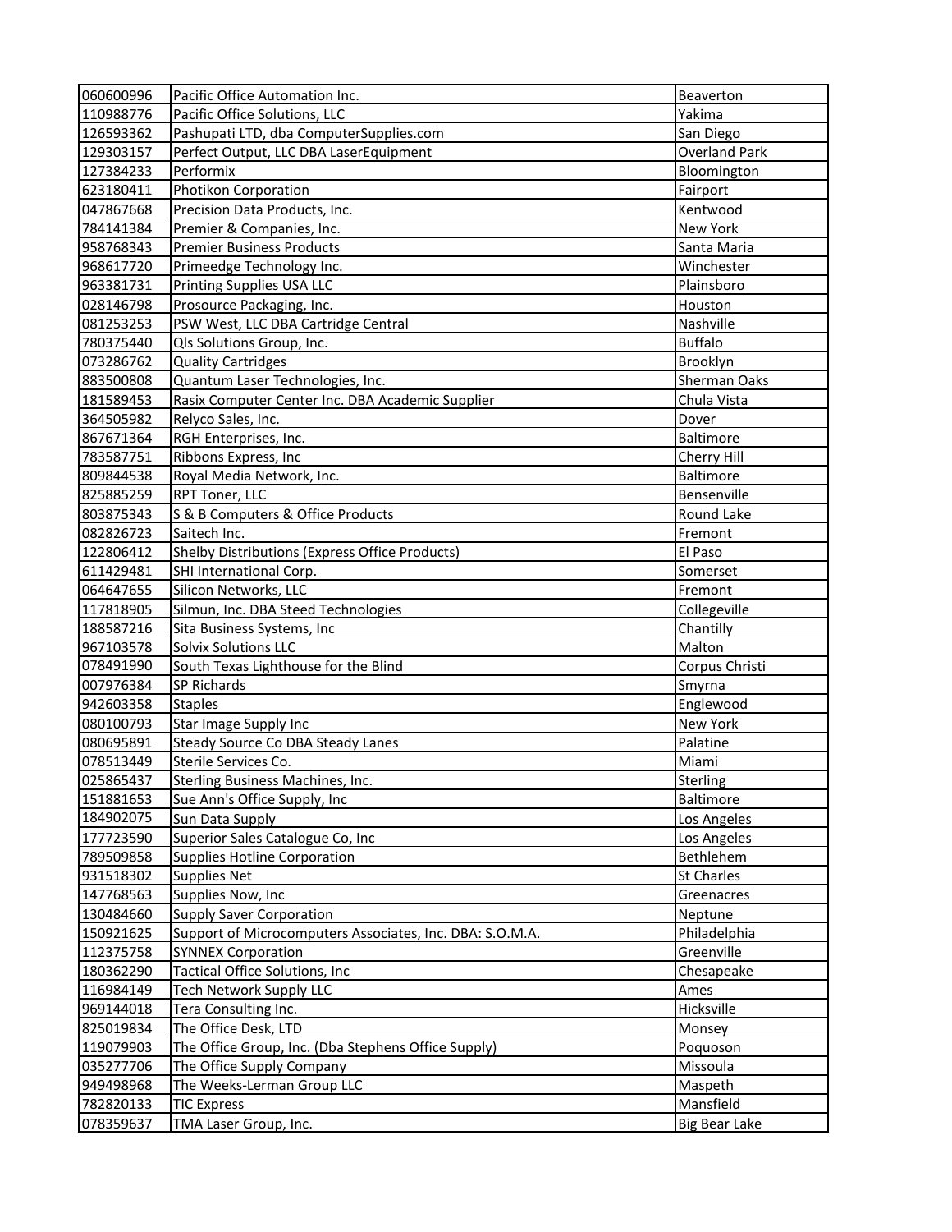| 060600996 | Pacific Office Automation Inc. | Beaverton |
|---|---|---|
| 110988776 | Pacific Office Solutions, LLC | Yakima |
| 126593362 | Pashupati LTD, dba ComputerSupplies.com | San Diego |
| 129303157 | Perfect Output, LLC DBA LaserEquipment | Overland Park |
| 127384233 | Performix | Bloomington |
| 623180411 | Photikon Corporation | Fairport |
| 047867668 | Precision Data Products, Inc. | Kentwood |
| 784141384 | Premier & Companies, Inc. | New York |
| 958768343 | Premier Business Products | Santa Maria |
| 968617720 | Primeedge Technology Inc. | Winchester |
| 963381731 | Printing Supplies USA LLC | Plainsboro |
| 028146798 | Prosource Packaging, Inc. | Houston |
| 081253253 | PSW West, LLC DBA Cartridge Central | Nashville |
| 780375440 | Qls Solutions Group, Inc. | Buffalo |
| 073286762 | Quality Cartridges | Brooklyn |
| 883500808 | Quantum Laser Technologies, Inc. | Sherman Oaks |
| 181589453 | Rasix Computer Center Inc. DBA Academic Supplier | Chula Vista |
| 364505982 | Relyco Sales, Inc. | Dover |
| 867671364 | RGH Enterprises, Inc. | Baltimore |
| 783587751 | Ribbons Express, Inc | Cherry Hill |
| 809844538 | Royal Media Network, Inc. | Baltimore |
| 825885259 | RPT Toner, LLC | Bensenville |
| 803875343 | S & B Computers & Office Products | Round Lake |
| 082826723 | Saitech Inc. | Fremont |
| 122806412 | Shelby Distributions (Express Office Products) | El Paso |
| 611429481 | SHI International Corp. | Somerset |
| 064647655 | Silicon Networks, LLC | Fremont |
| 117818905 | Silmun, Inc. DBA Steed Technologies | Collegeville |
| 188587216 | Sita Business Systems, Inc | Chantilly |
| 967103578 | Solvix Solutions LLC | Malton |
| 078491990 | South Texas Lighthouse for the Blind | Corpus Christi |
| 007976384 | SP Richards | Smyrna |
| 942603358 | Staples | Englewood |
| 080100793 | Star Image Supply Inc | New York |
| 080695891 | Steady Source Co DBA Steady Lanes | Palatine |
| 078513449 | Sterile Services Co. | Miami |
| 025865437 | Sterling Business Machines, Inc. | Sterling |
| 151881653 | Sue Ann's Office Supply, Inc | Baltimore |
| 184902075 | Sun Data Supply | Los Angeles |
| 177723590 | Superior Sales Catalogue Co, Inc | Los Angeles |
| 789509858 | Supplies Hotline Corporation | Bethlehem |
| 931518302 | Supplies Net | St Charles |
| 147768563 | Supplies Now, Inc | Greenacres |
| 130484660 | Supply Saver Corporation | Neptune |
| 150921625 | Support of Microcomputers Associates, Inc. DBA: S.O.M.A. | Philadelphia |
| 112375758 | SYNNEX Corporation | Greenville |
| 180362290 | Tactical Office Solutions, Inc | Chesapeake |
| 116984149 | Tech Network Supply LLC | Ames |
| 969144018 | Tera Consulting Inc. | Hicksville |
| 825019834 | The Office Desk, LTD | Monsey |
| 119079903 | The Office Group, Inc. (Dba Stephens Office Supply) | Poquoson |
| 035277706 | The Office Supply Company | Missoula |
| 949498968 | The Weeks-Lerman Group LLC | Maspeth |
| 782820133 | TIC Express | Mansfield |
| 078359637 | TMA Laser Group, Inc. | Big Bear Lake |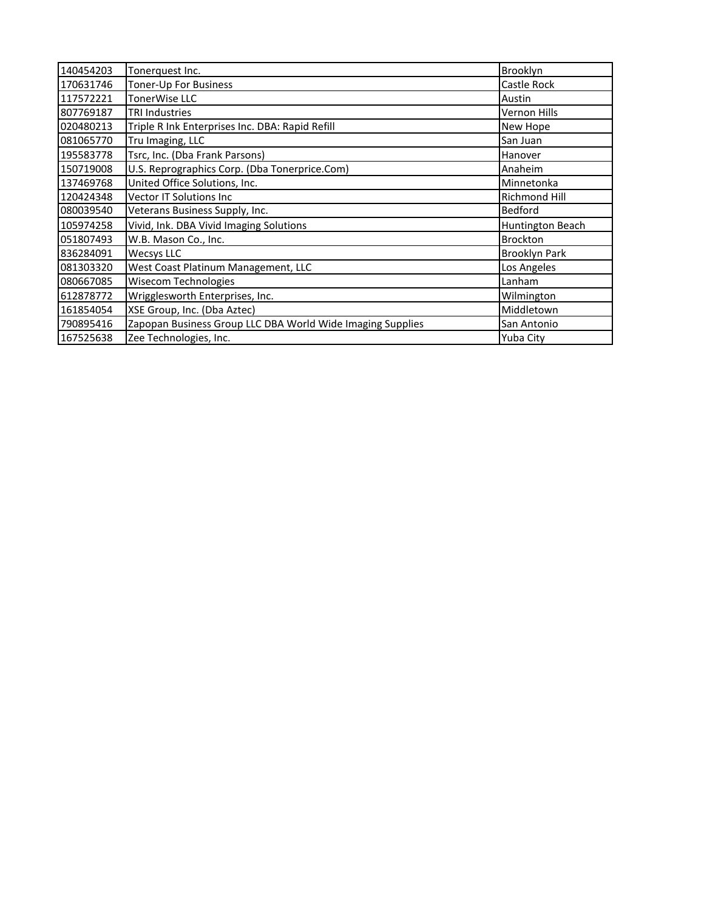| | | |
|---|---|---|
| 140454203 | Tonerquest Inc. | Brooklyn |
| 170631746 | Toner-Up For Business | Castle Rock |
| 117572221 | TonerWise LLC | Austin |
| 807769187 | TRI Industries | Vernon Hills |
| 020480213 | Triple R Ink Enterprises Inc. DBA: Rapid Refill | New Hope |
| 081065770 | Tru Imaging, LLC | San Juan |
| 195583778 | Tsrc, Inc. (Dba Frank Parsons) | Hanover |
| 150719008 | U.S. Reprographics Corp. (Dba Tonerprice.Com) | Anaheim |
| 137469768 | United Office Solutions, Inc. | Minnetonka |
| 120424348 | Vector IT Solutions Inc | Richmond Hill |
| 080039540 | Veterans Business Supply, Inc. | Bedford |
| 105974258 | Vivid, Ink. DBA Vivid Imaging Solutions | Huntington Beach |
| 051807493 | W.B. Mason Co., Inc. | Brockton |
| 836284091 | Wecsys LLC | Brooklyn Park |
| 081303320 | West Coast Platinum Management, LLC | Los Angeles |
| 080667085 | Wisecom Technologies | Lanham |
| 612878772 | Wrigglesworth Enterprises, Inc. | Wilmington |
| 161854054 | XSE Group, Inc. (Dba Aztec) | Middletown |
| 790895416 | Zapopan Business Group LLC DBA World Wide Imaging Supplies | San Antonio |
| 167525638 | Zee Technologies, Inc. | Yuba City |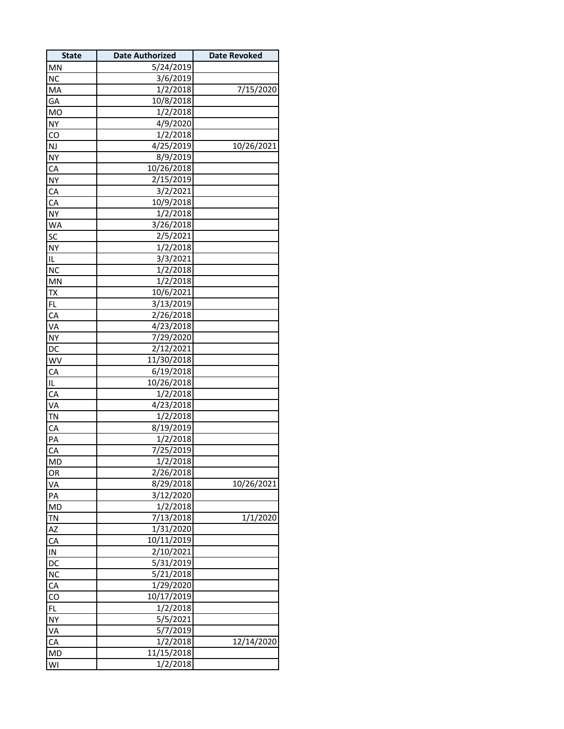| State | Date Authorized | Date Revoked |
|---|---|---|
| MN | 5/24/2019 | |
| NC | 3/6/2019 | |
| MA | 1/2/2018 | 7/15/2020 |
| GA | 10/8/2018 | |
| MO | 1/2/2018 | |
| NY | 4/9/2020 | |
| CO | 1/2/2018 | |
| NJ | 4/25/2019 | 10/26/2021 |
| NY | 8/9/2019 | |
| CA | 10/26/2018 | |
| NY | 2/15/2019 | |
| CA | 3/2/2021 | |
| CA | 10/9/2018 | |
| NY | 1/2/2018 | |
| WA | 3/26/2018 | |
| SC | 2/5/2021 | |
| NY | 1/2/2018 | |
| IL | 3/3/2021 | |
| NC | 1/2/2018 | |
| MN | 1/2/2018 | |
| TX | 10/6/2021 | |
| FL | 3/13/2019 | |
| CA | 2/26/2018 | |
| VA | 4/23/2018 | |
| NY | 7/29/2020 | |
| DC | 2/12/2021 | |
| WV | 11/30/2018 | |
| CA | 6/19/2018 | |
| IL | 10/26/2018 | |
| CA | 1/2/2018 | |
| VA | 4/23/2018 | |
| TN | 1/2/2018 | |
| CA | 8/19/2019 | |
| PA | 1/2/2018 | |
| CA | 7/25/2019 | |
| MD | 1/2/2018 | |
| OR | 2/26/2018 | |
| VA | 8/29/2018 | 10/26/2021 |
| PA | 3/12/2020 | |
| MD | 1/2/2018 | |
| TN | 7/13/2018 | 1/1/2020 |
| AZ | 1/31/2020 | |
| CA | 10/11/2019 | |
| IN | 2/10/2021 | |
| DC | 5/31/2019 | |
| NC | 5/21/2018 | |
| CA | 1/29/2020 | |
| CO | 10/17/2019 | |
| FL | 1/2/2018 | |
| NY | 5/5/2021 | |
| VA | 5/7/2019 | |
| CA | 1/2/2018 | 12/14/2020 |
| MD | 11/15/2018 | |
| WI | 1/2/2018 | |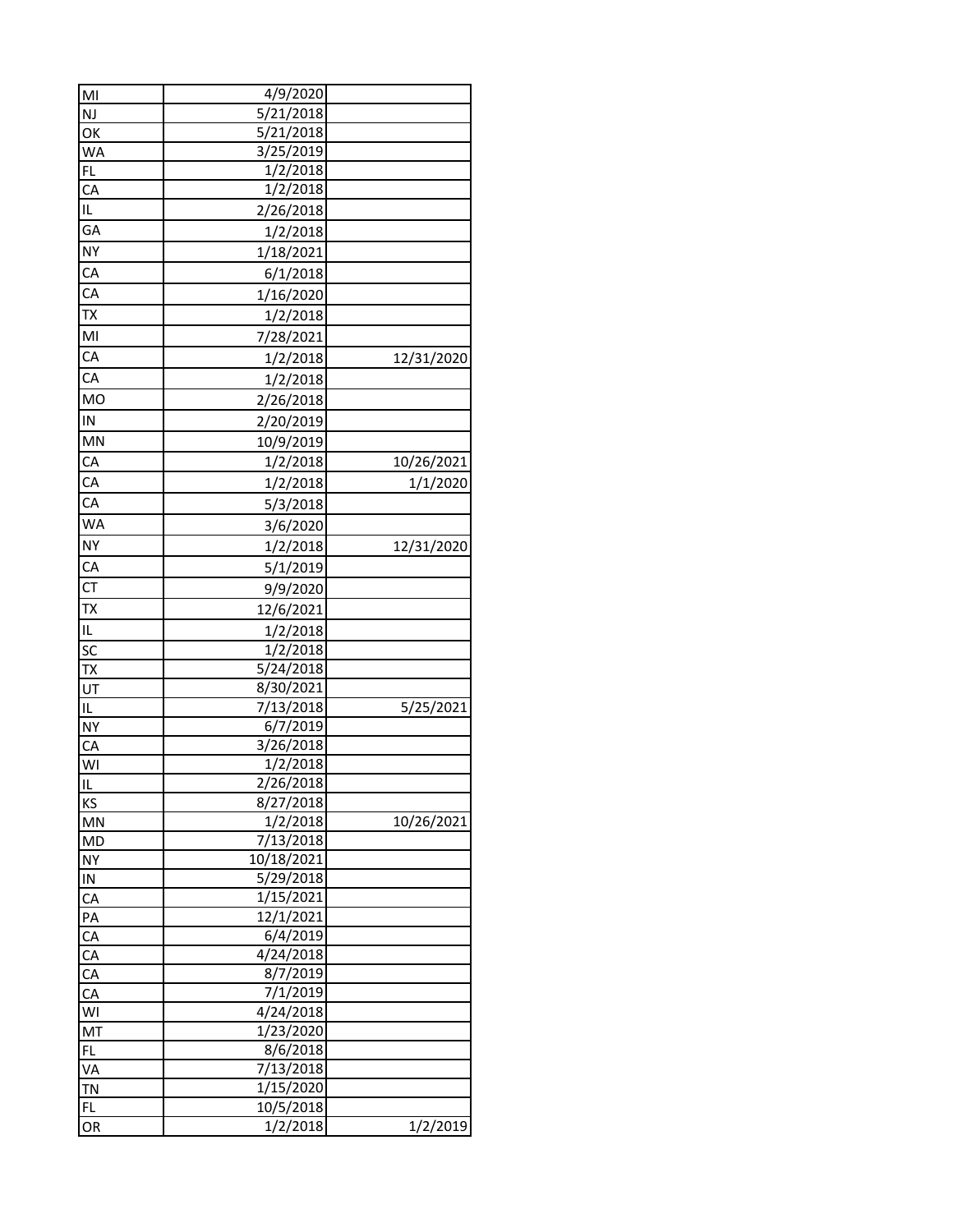| | | |
|---|---|---|
| MI | 4/9/2020 | |
| NJ | 5/21/2018 | |
| OK | 5/21/2018 | |
| WA | 3/25/2019 | |
| FL | 1/2/2018 | |
| CA | 1/2/2018 | |
| IL | 2/26/2018 | |
| GA | 1/2/2018 | |
| NY | 1/18/2021 | |
| CA | 6/1/2018 | |
| CA | 1/16/2020 | |
| TX | 1/2/2018 | |
| MI | 7/28/2021 | |
| CA | 1/2/2018 | 12/31/2020 |
| CA | 1/2/2018 | |
| MO | 2/26/2018 | |
| IN | 2/20/2019 | |
| MN | 10/9/2019 | |
| CA | 1/2/2018 | 10/26/2021 |
| CA | 1/2/2018 | 1/1/2020 |
| CA | 5/3/2018 | |
| WA | 3/6/2020 | |
| NY | 1/2/2018 | 12/31/2020 |
| CA | 5/1/2019 | |
| CT | 9/9/2020 | |
| TX | 12/6/2021 | |
| IL | 1/2/2018 | |
| SC | 1/2/2018 | |
| TX | 5/24/2018 | |
| UT | 8/30/2021 | |
| IL | 7/13/2018 | 5/25/2021 |
| NY | 6/7/2019 | |
| CA | 3/26/2018 | |
| WI | 1/2/2018 | |
| IL | 2/26/2018 | |
| KS | 8/27/2018 | |
| MN | 1/2/2018 | 10/26/2021 |
| MD | 7/13/2018 | |
| NY | 10/18/2021 | |
| IN | 5/29/2018 | |
| CA | 1/15/2021 | |
| PA | 12/1/2021 | |
| CA | 6/4/2019 | |
| CA | 4/24/2018 | |
| CA | 8/7/2019 | |
| CA | 7/1/2019 | |
| WI | 4/24/2018 | |
| MT | 1/23/2020 | |
| FL | 8/6/2018 | |
| VA | 7/13/2018 | |
| TN | 1/15/2020 | |
| FL | 10/5/2018 | |
| OR | 1/2/2018 | 1/2/2019 |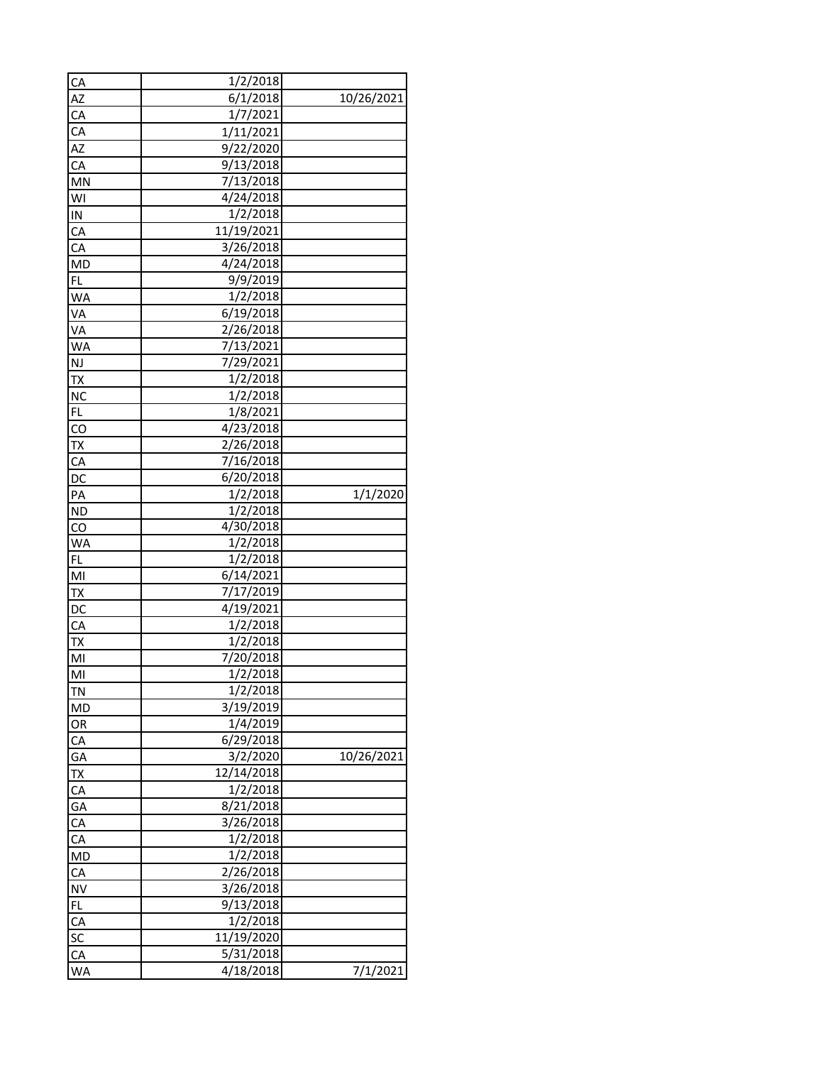| | | |
|---|---|---|
| CA | 1/2/2018 | |
| AZ | 6/1/2018 | 10/26/2021 |
| CA | 1/7/2021 | |
| CA | 1/11/2021 | |
| AZ | 9/22/2020 | |
| CA | 9/13/2018 | |
| MN | 7/13/2018 | |
| WI | 4/24/2018 | |
| IN | 1/2/2018 | |
| CA | 11/19/2021 | |
| CA | 3/26/2018 | |
| MD | 4/24/2018 | |
| FL | 9/9/2019 | |
| WA | 1/2/2018 | |
| VA | 6/19/2018 | |
| VA | 2/26/2018 | |
| WA | 7/13/2021 | |
| NJ | 7/29/2021 | |
| TX | 1/2/2018 | |
| NC | 1/2/2018 | |
| FL | 1/8/2021 | |
| CO | 4/23/2018 | |
| TX | 2/26/2018 | |
| CA | 7/16/2018 | |
| DC | 6/20/2018 | |
| PA | 1/2/2018 | 1/1/2020 |
| ND | 1/2/2018 | |
| CO | 4/30/2018 | |
| WA | 1/2/2018 | |
| FL | 1/2/2018 | |
| MI | 6/14/2021 | |
| TX | 7/17/2019 | |
| DC | 4/19/2021 | |
| CA | 1/2/2018 | |
| TX | 1/2/2018 | |
| MI | 7/20/2018 | |
| MI | 1/2/2018 | |
| TN | 1/2/2018 | |
| MD | 3/19/2019 | |
| OR | 1/4/2019 | |
| CA | 6/29/2018 | |
| GA | 3/2/2020 | 10/26/2021 |
| TX | 12/14/2018 | |
| CA | 1/2/2018 | |
| GA | 8/21/2018 | |
| CA | 3/26/2018 | |
| CA | 1/2/2018 | |
| MD | 1/2/2018 | |
| CA | 2/26/2018 | |
| NV | 3/26/2018 | |
| FL | 9/13/2018 | |
| CA | 1/2/2018 | |
| SC | 11/19/2020 | |
| CA | 5/31/2018 | |
| WA | 4/18/2018 | 7/1/2021 |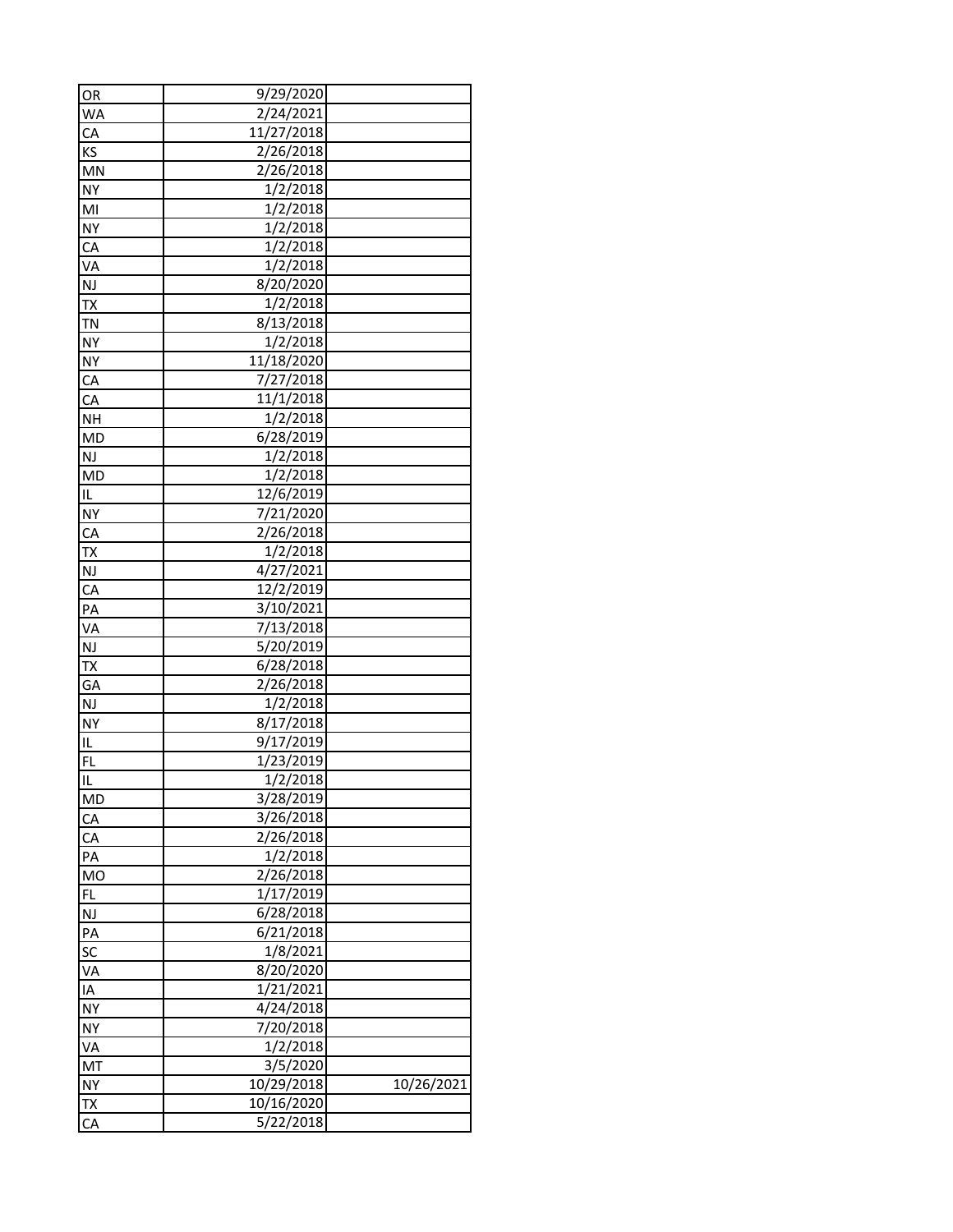| | | |
|---|---|---|
| OR | 9/29/2020 | |
| WA | 2/24/2021 | |
| CA | 11/27/2018 | |
| KS | 2/26/2018 | |
| MN | 2/26/2018 | |
| NY | 1/2/2018 | |
| MI | 1/2/2018 | |
| NY | 1/2/2018 | |
| CA | 1/2/2018 | |
| VA | 1/2/2018 | |
| NJ | 8/20/2020 | |
| TX | 1/2/2018 | |
| TN | 8/13/2018 | |
| NY | 1/2/2018 | |
| NY | 11/18/2020 | |
| CA | 7/27/2018 | |
| CA | 11/1/2018 | |
| NH | 1/2/2018 | |
| MD | 6/28/2019 | |
| NJ | 1/2/2018 | |
| MD | 1/2/2018 | |
| IL | 12/6/2019 | |
| NY | 7/21/2020 | |
| CA | 2/26/2018 | |
| TX | 1/2/2018 | |
| NJ | 4/27/2021 | |
| CA | 12/2/2019 | |
| PA | 3/10/2021 | |
| VA | 7/13/2018 | |
| NJ | 5/20/2019 | |
| TX | 6/28/2018 | |
| GA | 2/26/2018 | |
| NJ | 1/2/2018 | |
| NY | 8/17/2018 | |
| IL | 9/17/2019 | |
| FL | 1/23/2019 | |
| IL | 1/2/2018 | |
| MD | 3/28/2019 | |
| CA | 3/26/2018 | |
| CA | 2/26/2018 | |
| PA | 1/2/2018 | |
| MO | 2/26/2018 | |
| FL | 1/17/2019 | |
| NJ | 6/28/2018 | |
| PA | 6/21/2018 | |
| SC | 1/8/2021 | |
| VA | 8/20/2020 | |
| IA | 1/21/2021 | |
| NY | 4/24/2018 | |
| NY | 7/20/2018 | |
| VA | 1/2/2018 | |
| MT | 3/5/2020 | |
| NY | 10/29/2018 | 10/26/2021 |
| TX | 10/16/2020 | |
| CA | 5/22/2018 | |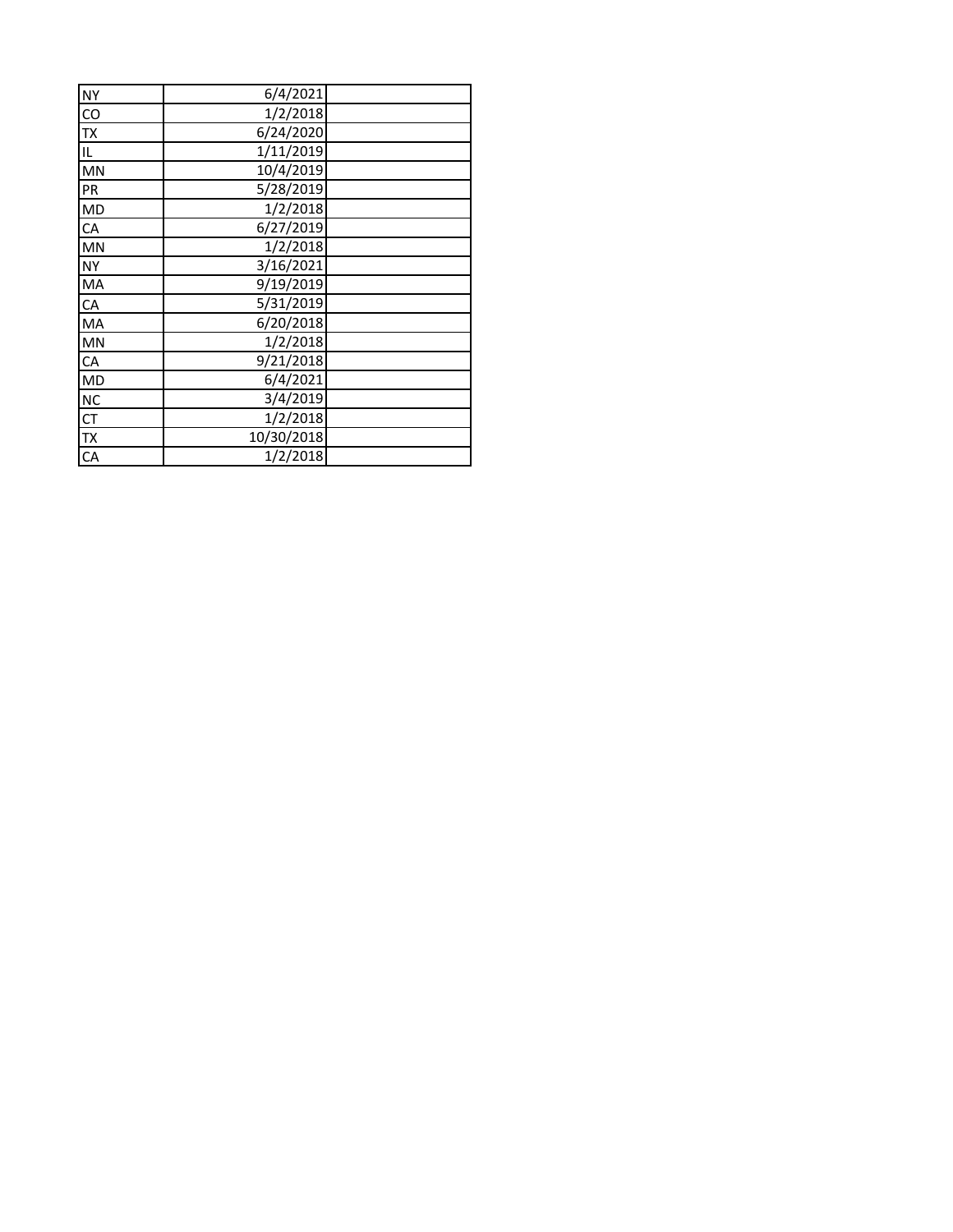| | | |
|---|---|---|
| NY | 6/4/2021 | |
| CO | 1/2/2018 | |
| TX | 6/24/2020 | |
| IL | 1/11/2019 | |
| MN | 10/4/2019 | |
| PR | 5/28/2019 | |
| MD | 1/2/2018 | |
| CA | 6/27/2019 | |
| MN | 1/2/2018 | |
| NY | 3/16/2021 | |
| MA | 9/19/2019 | |
| CA | 5/31/2019 | |
| MA | 6/20/2018 | |
| MN | 1/2/2018 | |
| CA | 9/21/2018 | |
| MD | 6/4/2021 | |
| NC | 3/4/2019 | |
| CT | 1/2/2018 | |
| TX | 10/30/2018 | |
| CA | 1/2/2018 | |